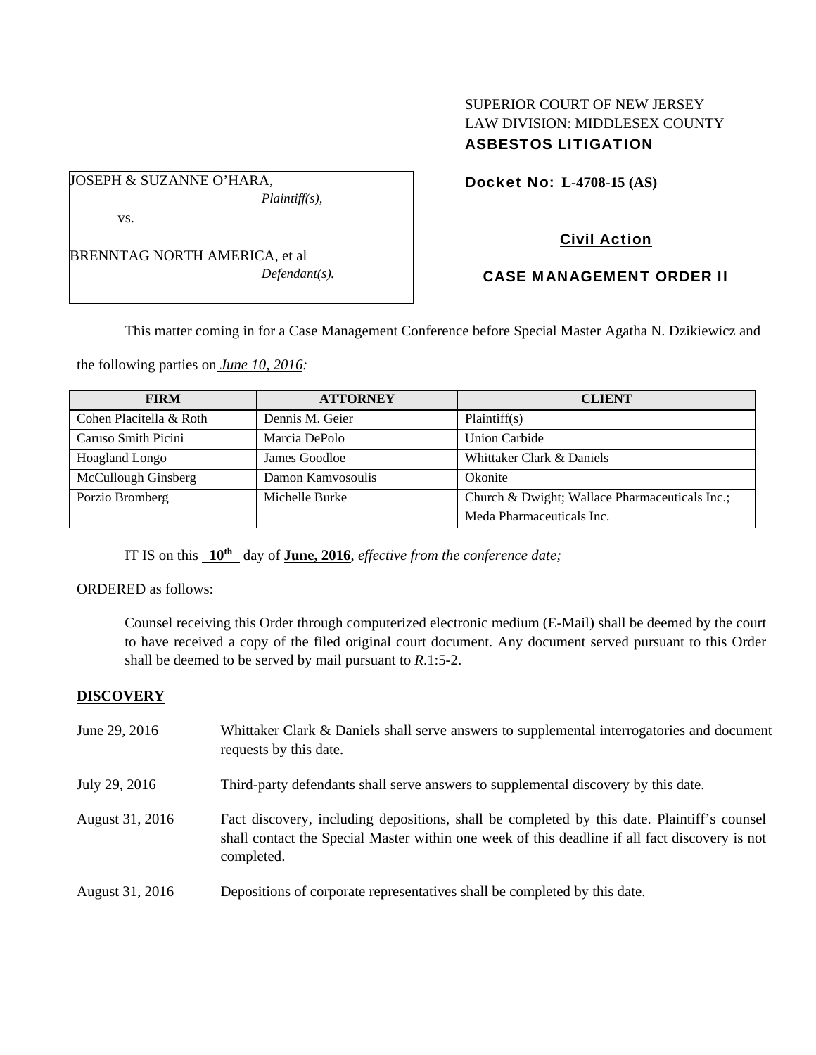SUPERIOR COURT OF NEW JERSEY
LAW DIVISION: MIDDLESEX COUNTY
**ASBESTOS LITIGATION**

JOSEPH & SUZANNE O'HARA,
*Plaintiff(s),*

vs.

BRENNTAG NORTH AMERICA, et al
*Defendant(s).*

**Docket No: L-4708-15 (AS)**

**Civil Action**

**CASE MANAGEMENT ORDER II**

This matter coming in for a Case Management Conference before Special Master Agatha N. Dzikiewicz and the following parties on *June 10, 2016:*

| FIRM | ATTORNEY | CLIENT |
|---|---|---|
| Cohen Placitella & Roth | Dennis M. Geier | Plaintiff(s) |
| Caruso Smith Picini | Marcia DePolo | Union Carbide |
| Hoagland Longo | James Goodloe | Whittaker Clark & Daniels |
| McCullough Ginsberg | Damon Kamvosoulis | Okonite |
| Porzio Bromberg | Michelle Burke | Church & Dwight; Wallace Pharmaceuticals Inc.; Meda Pharmaceuticals Inc. |

IT IS on this **10th** day of **June, 2016**, *effective from the conference date;*

ORDERED as follows:

Counsel receiving this Order through computerized electronic medium (E-Mail) shall be deemed by the court to have received a copy of the filed original court document. Any document served pursuant to this Order shall be deemed to be served by mail pursuant to *R*.1:5-2.

## DISCOVERY

June 29, 2016 — Whittaker Clark & Daniels shall serve answers to supplemental interrogatories and document requests by this date.

July 29, 2016 — Third-party defendants shall serve answers to supplemental discovery by this date.

August 31, 2016 — Fact discovery, including depositions, shall be completed by this date. Plaintiff's counsel shall contact the Special Master within one week of this deadline if all fact discovery is not completed.

August 31, 2016 — Depositions of corporate representatives shall be completed by this date.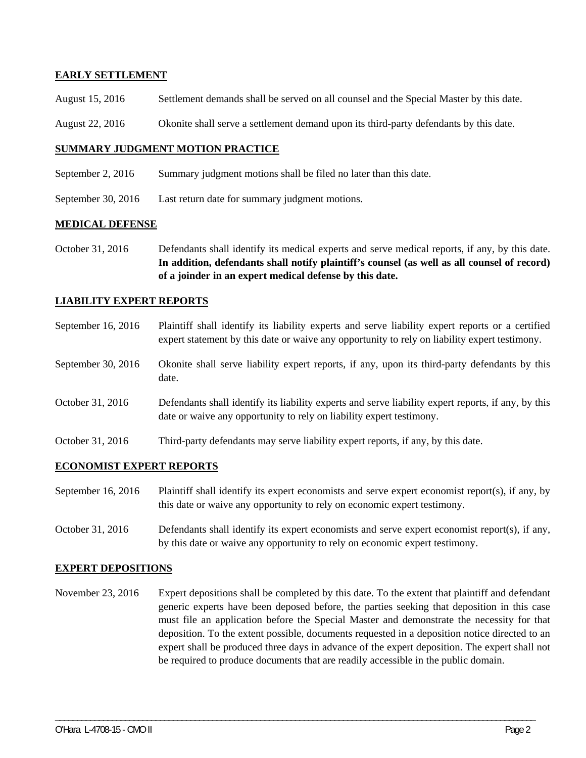**EARLY SETTLEMENT**

August 15, 2016 Settlement demands shall be served on all counsel and the Special Master by this date.

August 22, 2016 Okonite shall serve a settlement demand upon its third-party defendants by this date.

**SUMMARY JUDGMENT MOTION PRACTICE**

September 2, 2016 Summary judgment motions shall be filed no later than this date.

September 30, 2016 Last return date for summary judgment motions.

**MEDICAL DEFENSE**

October 31, 2016 Defendants shall identify its medical experts and serve medical reports, if any, by this date. **In addition, defendants shall notify plaintiff's counsel (as well as all counsel of record) of a joinder in an expert medical defense by this date.**

**LIABILITY EXPERT REPORTS**

September 16, 2016 Plaintiff shall identify its liability experts and serve liability expert reports or a certified expert statement by this date or waive any opportunity to rely on liability expert testimony.

September 30, 2016 Okonite shall serve liability expert reports, if any, upon its third-party defendants by this date.

October 31, 2016 Defendants shall identify its liability experts and serve liability expert reports, if any, by this date or waive any opportunity to rely on liability expert testimony.

October 31, 2016 Third-party defendants may serve liability expert reports, if any, by this date.

**ECONOMIST EXPERT REPORTS**

September 16, 2016 Plaintiff shall identify its expert economists and serve expert economist report(s), if any, by this date or waive any opportunity to rely on economic expert testimony.

October 31, 2016 Defendants shall identify its expert economists and serve expert economist report(s), if any, by this date or waive any opportunity to rely on economic expert testimony.

**EXPERT DEPOSITIONS**

November 23, 2016 Expert depositions shall be completed by this date. To the extent that plaintiff and defendant generic experts have been deposed before, the parties seeking that deposition in this case must file an application before the Special Master and demonstrate the necessity for that deposition. To the extent possible, documents requested in a deposition notice directed to an expert shall be produced three days in advance of the expert deposition. The expert shall not be required to produce documents that are readily accessible in the public domain.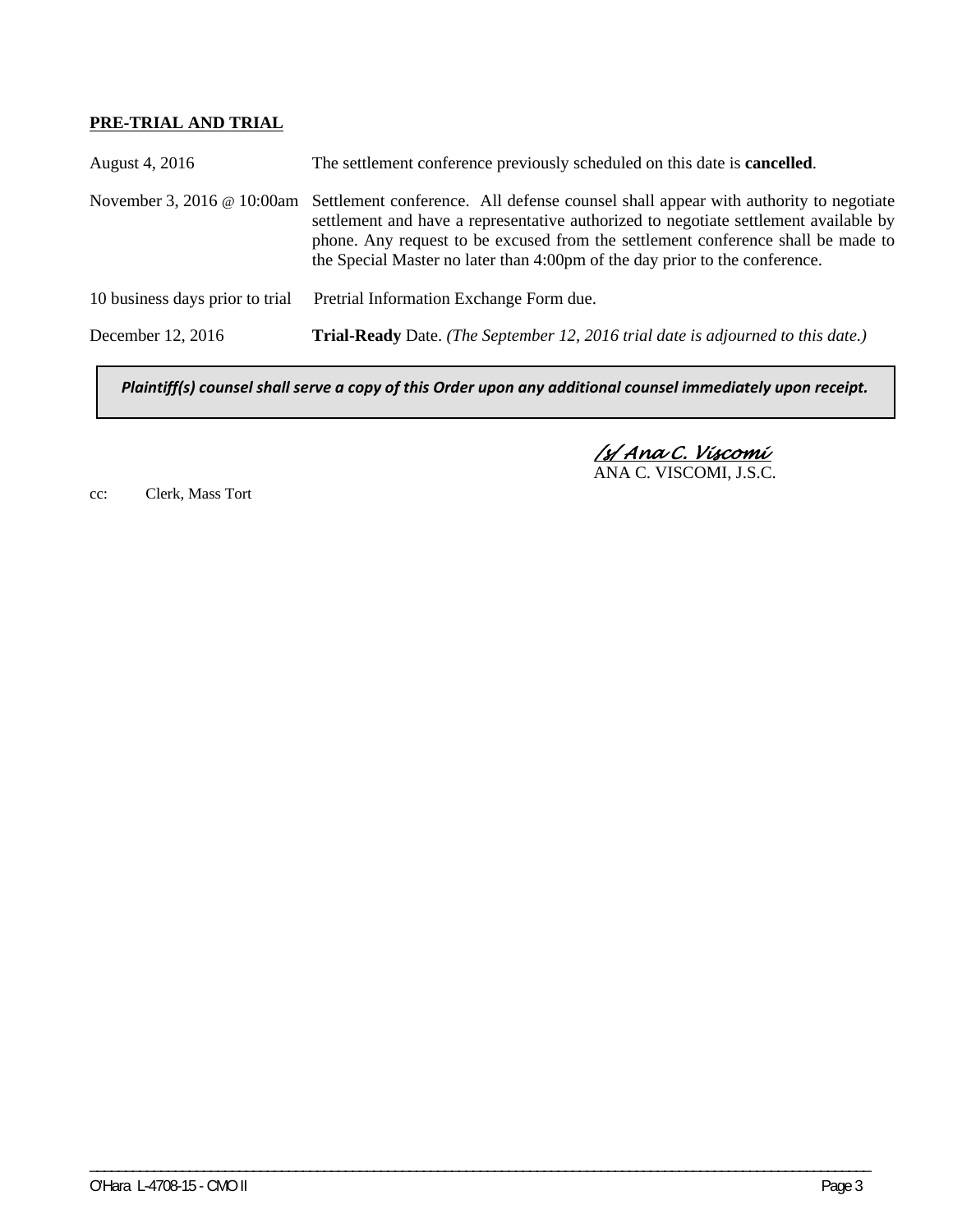**PRE-TRIAL AND TRIAL**

| | |
|---|---|
| August 4, 2016 | The settlement conference previously scheduled on this date is **cancelled**. |
| November 3, 2016 @ 10:00am | Settlement conference. All defense counsel shall appear with authority to negotiate settlement and have a representative authorized to negotiate settlement available by phone. Any request to be excused from the settlement conference shall be made to the Special Master no later than 4:00pm of the day prior to the conference. |
| 10 business days prior to trial | Pretrial Information Exchange Form due. |
| December 12, 2016 | **Trial-Ready** Date. *(The September 12, 2016 trial date is adjourned to this date.)* |

***Plaintiff(s) counsel shall serve a copy of this Order upon any additional counsel immediately upon receipt.***

*/s/ Ana C. Viscomi*
ANA C. VISCOMI, J.S.C.

cc: Clerk, Mass Tort